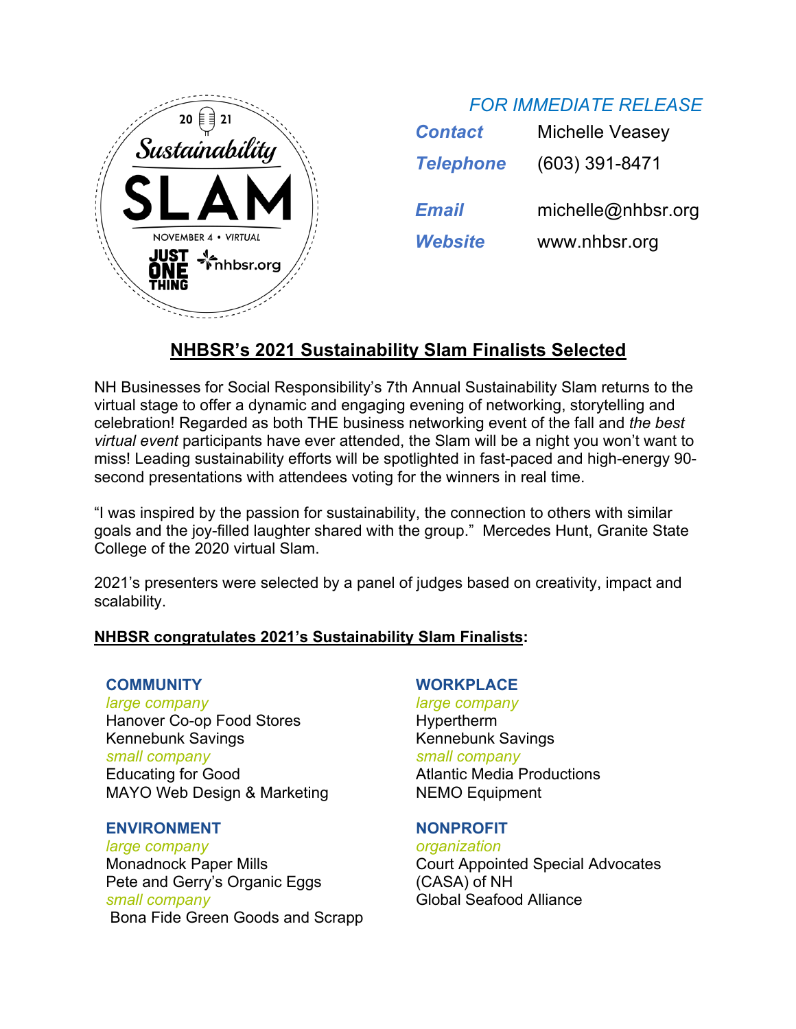2021 Sustainability SLAM
NOVEMBER 4 • VIRTUAL
JUST ONE THING nhbsr.org

*FOR IMMEDIATE RELEASE*

| | |
|---|---|
| ***Contact*** | Michelle Veasey |
| ***Telephone*** | (603) 391-8471 |
| ***Email*** | michelle@nhbsr.org |
| ***Website*** | www.nhbsr.org |

## NHBSR's 2021 Sustainability Slam Finalists Selected

NH Businesses for Social Responsibility's 7th Annual Sustainability Slam returns to the virtual stage to offer a dynamic and engaging evening of networking, storytelling and celebration! Regarded as both THE business networking event of the fall and *the best virtual event* participants have ever attended, the Slam will be a night you won't want to miss! Leading sustainability efforts will be spotlighted in fast-paced and high-energy 90-second presentations with attendees voting for the winners in real time.

"I was inspired by the passion for sustainability, the connection to others with similar goals and the joy-filled laughter shared with the group." Mercedes Hunt, Granite State College of the 2020 virtual Slam.

2021's presenters were selected by a panel of judges based on creativity, impact and scalability.

**NHBSR congratulates 2021's Sustainability Slam Finalists:**

**COMMUNITY**

*large company*
Hanover Co-op Food Stores
Kennebunk Savings

*small company*
Educating for Good
MAYO Web Design & Marketing

**ENVIRONMENT**

*large company*
Monadnock Paper Mills
Pete and Gerry's Organic Eggs

*small company*
Bona Fide Green Goods and Scrapp

**WORKPLACE**

*large company*
Hypertherm
Kennebunk Savings

*small company*
Atlantic Media Productions
NEMO Equipment

**NONPROFIT**

*organization*
Court Appointed Special Advocates (CASA) of NH
Global Seafood Alliance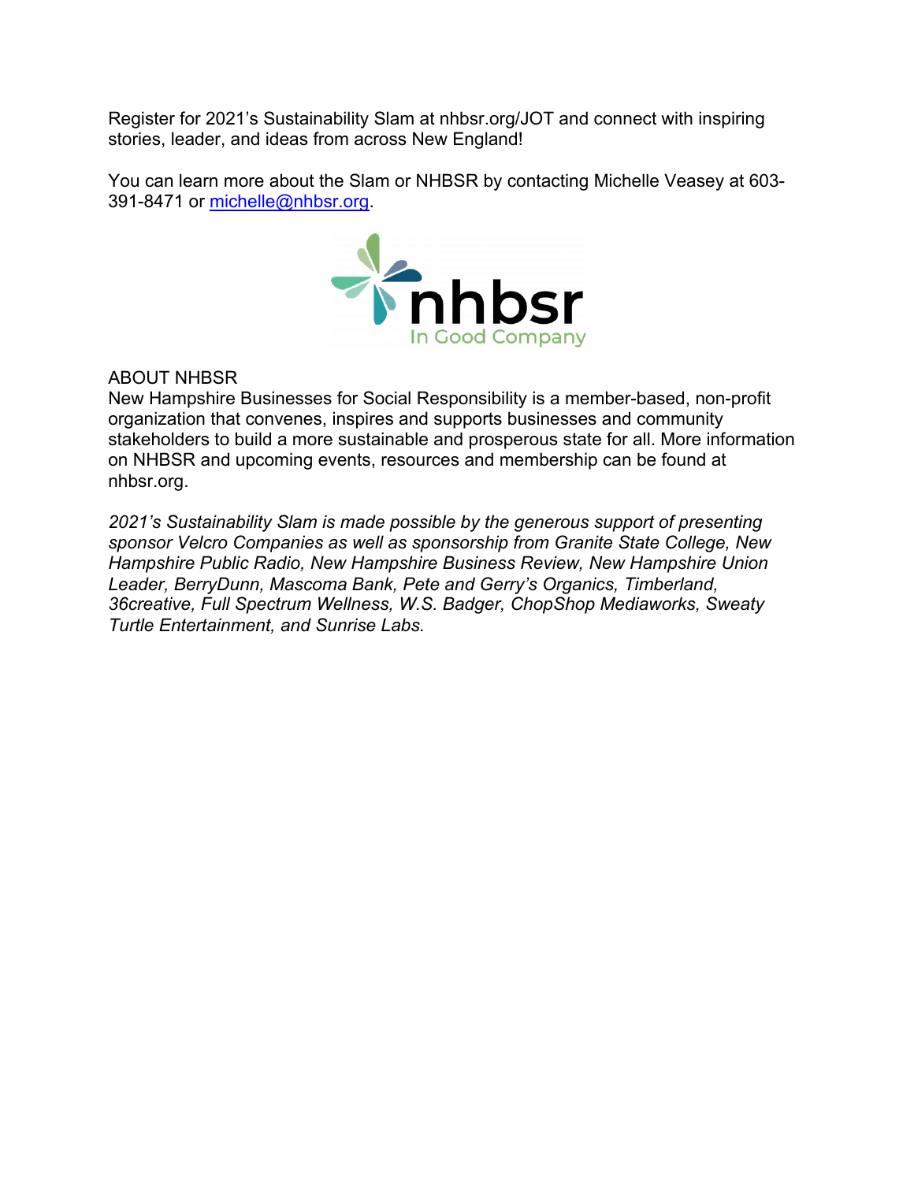Register for 2021's Sustainability Slam at nhbsr.org/JOT and connect with inspiring stories, leader, and ideas from across New England!

You can learn more about the Slam or NHBSR by contacting Michelle Veasey at 603-391-8471 or [michelle@nhbsr.org](mailto:michelle@nhbsr.org).

ABOUT NHBSR
New Hampshire Businesses for Social Responsibility is a member-based, non-profit organization that convenes, inspires and supports businesses and community stakeholders to build a more sustainable and prosperous state for all. More information on NHBSR and upcoming events, resources and membership can be found at nhbsr.org.

*2021's Sustainability Slam is made possible by the generous support of presenting sponsor Velcro Companies as well as sponsorship from Granite State College, New Hampshire Public Radio, New Hampshire Business Review, New Hampshire Union Leader, BerryDunn, Mascoma Bank, Pete and Gerry's Organics, Timberland, 36creative, Full Spectrum Wellness, W.S. Badger, ChopShop Mediaworks, Sweaty Turtle Entertainment, and Sunrise Labs.*